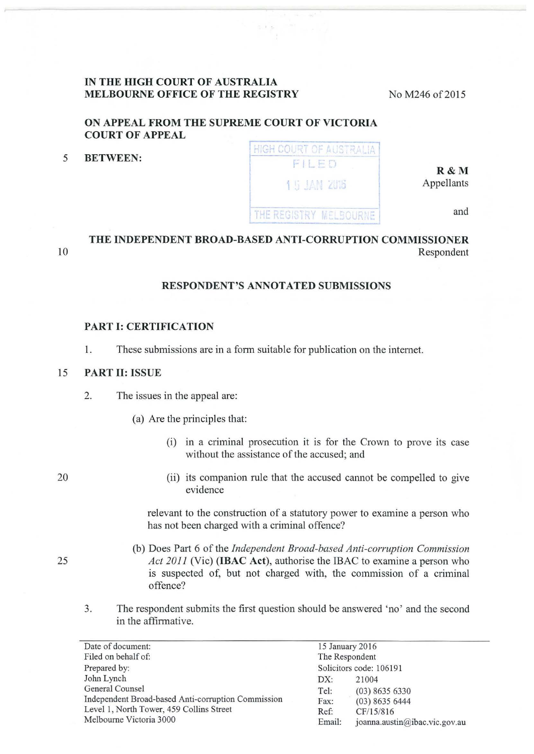**IN THE HIGH COURT OF AUSTRALIA**
**MELBOURNE OFFICE OF THE REGISTRY**

No M246 of 2015

**ON APPEAL FROM THE SUPREME COURT OF VICTORIA COURT OF APPEAL**

**BETWEEN:**

HIGH COURT OF AUSTRALIA
FILED
15 JAN 2016
THE REGISTRY MELBOURNE

**R & M**
Appellants

and

**THE INDEPENDENT BROAD-BASED ANTI-CORRUPTION COMMISSIONER**
Respondent

**RESPONDENT'S ANNOTATED SUBMISSIONS**

**PART I: CERTIFICATION**

1. These submissions are in a form suitable for publication on the internet.

**PART II: ISSUE**

2. The issues in the appeal are:

   (a) Are the principles that:

   (i) in a criminal prosecution it is for the Crown to prove its case without the assistance of the accused; and

   (ii) its companion rule that the accused cannot be compelled to give evidence

   relevant to the construction of a statutory power to examine a person who has not been charged with a criminal offence?

   (b) Does Part 6 of the *Independent Broad-based Anti-corruption Commission Act 2011* (Vic) **(IBAC Act)**, authorise the IBAC to examine a person who is suspected of, but not charged with, the commission of a criminal offence?

3. The respondent submits the first question should be answered 'no' and the second in the affirmative.

| | |
|---|---|
| Date of document: | 15 January 2016 |
| Filed on behalf of: | The Respondent |
| Prepared by: | Solicitors code: 106191 |
| John Lynch | DX: 21004 |
| General Counsel | Tel: (03) 8635 6330 |
| Independent Broad-based Anti-corruption Commission | Fax: (03) 8635 6444 |
| Level 1, North Tower, 459 Collins Street | Ref: CF/15/816 |
| Melbourne Victoria 3000 | Email: joanna.austin@ibac.vic.gov.au |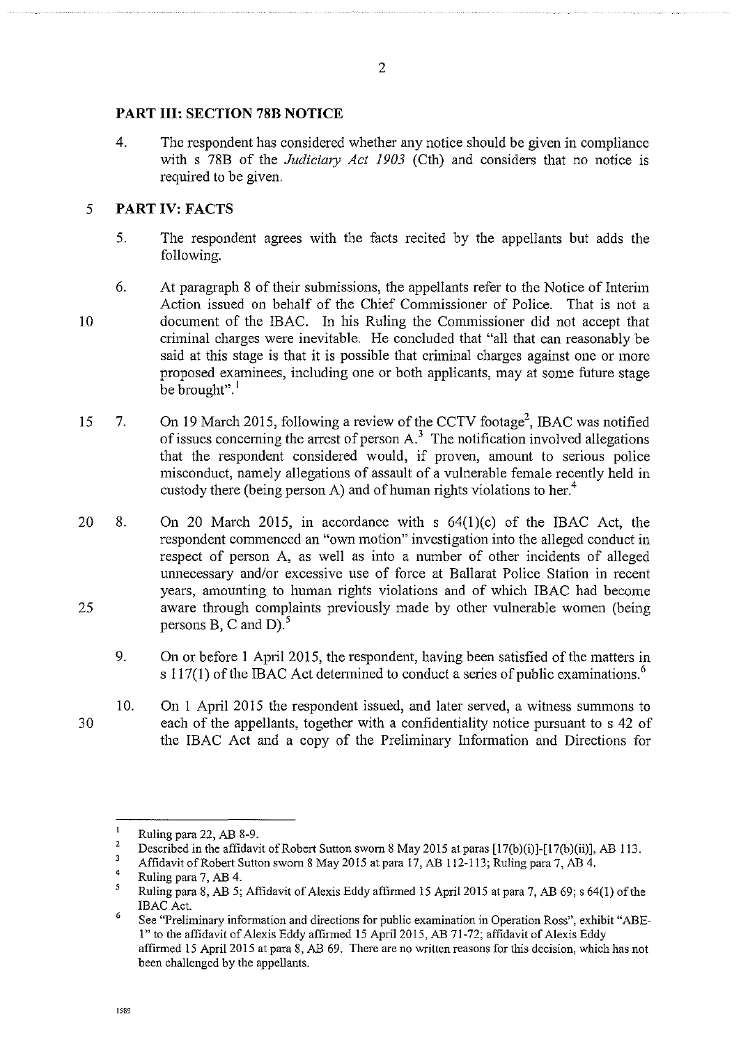## PART III: SECTION 78B NOTICE

4. The respondent has considered whether any notice should be given in compliance with s 78B of the *Judiciary Act 1903* (Cth) and considers that no notice is required to be given.

## PART IV: FACTS

5. The respondent agrees with the facts recited by the appellants but adds the following.

6. At paragraph 8 of their submissions, the appellants refer to the Notice of Interim Action issued on behalf of the Chief Commissioner of Police. That is not a document of the IBAC. In his Ruling the Commissioner did not accept that criminal charges were inevitable. He concluded that "all that can reasonably be said at this stage is that it is possible that criminal charges against one or more proposed examinees, including one or both applicants, may at some future stage be brought".[1]

7. On 19 March 2015, following a review of the CCTV footage[2], IBAC was notified of issues concerning the arrest of person A.[3] The notification involved allegations that the respondent considered would, if proven, amount to serious police misconduct, namely allegations of assault of a vulnerable female recently held in custody there (being person A) and of human rights violations to her.[4]

8. On 20 March 2015, in accordance with s 64(1)(c) of the IBAC Act, the respondent commenced an "own motion" investigation into the alleged conduct in respect of person A, as well as into a number of other incidents of alleged unnecessary and/or excessive use of force at Ballarat Police Station in recent years, amounting to human rights violations and of which IBAC had become aware through complaints previously made by other vulnerable women (being persons B, C and D).[5]

9. On or before 1 April 2015, the respondent, having been satisfied of the matters in s 117(1) of the IBAC Act determined to conduct a series of public examinations.[6]

10. On 1 April 2015 the respondent issued, and later served, a witness summons to each of the appellants, together with a confidentiality notice pursuant to s 42 of the IBAC Act and a copy of the Preliminary Information and Directions for

---

[1] Ruling para 22, AB 8-9.

[2] Described in the affidavit of Robert Sutton sworn 8 May 2015 at paras [17(b)(i)]-[17(b)(ii)], AB 113.

[3] Affidavit of Robert Sutton sworn 8 May 2015 at para 17, AB 112-113; Ruling para 7, AB 4.

[4] Ruling para 7, AB 4.

[5] Ruling para 8, AB 5; Affidavit of Alexis Eddy affirmed 15 April 2015 at para 7, AB 69; s 64(1) of the IBAC Act.

[6] See "Preliminary information and directions for public examination in Operation Ross", exhibit "ABE-1" to the affidavit of Alexis Eddy affirmed 15 April 2015, AB 71-72; affidavit of Alexis Eddy affirmed 15 April 2015 at para 8, AB 69. There are no written reasons for this decision, which has not been challenged by the appellants.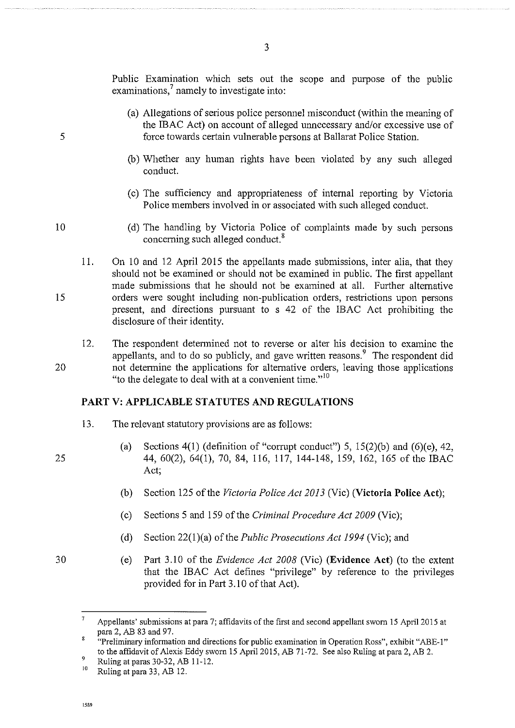Public Examination which sets out the scope and purpose of the public examinations,[7] namely to investigate into:

(a) Allegations of serious police personnel misconduct (within the meaning of the IBAC Act) on account of alleged unnecessary and/or excessive use of force towards certain vulnerable persons at Ballarat Police Station.

(b) Whether any human rights have been violated by any such alleged conduct.

(c) The sufficiency and appropriateness of internal reporting by Victoria Police members involved in or associated with such alleged conduct.

(d) The handling by Victoria Police of complaints made by such persons concerning such alleged conduct.[8]

11. On 10 and 12 April 2015 the appellants made submissions, inter alia, that they should not be examined or should not be examined in public. The first appellant made submissions that he should not be examined at all. Further alternative orders were sought including non-publication orders, restrictions upon persons present, and directions pursuant to s 42 of the IBAC Act prohibiting the disclosure of their identity.

12. The respondent determined not to reverse or alter his decision to examine the appellants, and to do so publicly, and gave written reasons.[9] The respondent did not determine the applications for alternative orders, leaving those applications "to the delegate to deal with at a convenient time."[10]

## PART V: APPLICABLE STATUTES AND REGULATIONS

13. The relevant statutory provisions are as follows:

    (a) Sections 4(1) (definition of "corrupt conduct") 5, 15(2)(b) and (6)(e), 42, 44, 60(2), 64(1), 70, 84, 116, 117, 144-148, 159, 162, 165 of the IBAC Act;

    (b) Section 125 of the *Victoria Police Act 2013* (Vic) (**Victoria Police Act**);

    (c) Sections 5 and 159 of the *Criminal Procedure Act 2009* (Vic);

    (d) Section 22(1)(a) of the *Public Prosecutions Act 1994* (Vic); and

    (e) Part 3.10 of the *Evidence Act 2008* (Vic) (**Evidence Act**) (to the extent that the IBAC Act defines "privilege" by reference to the privileges provided for in Part 3.10 of that Act).

---

[7] Appellants' submissions at para 7; affidavits of the first and second appellant sworn 15 April 2015 at para 2, AB 83 and 97.

[8] "Preliminary information and directions for public examination in Operation Ross", exhibit "ABE-1" to the affidavit of Alexis Eddy sworn 15 April 2015, AB 71-72. See also Ruling at para 2, AB 2.

[9] Ruling at paras 30-32, AB 11-12.

[10] Ruling at para 33, AB 12.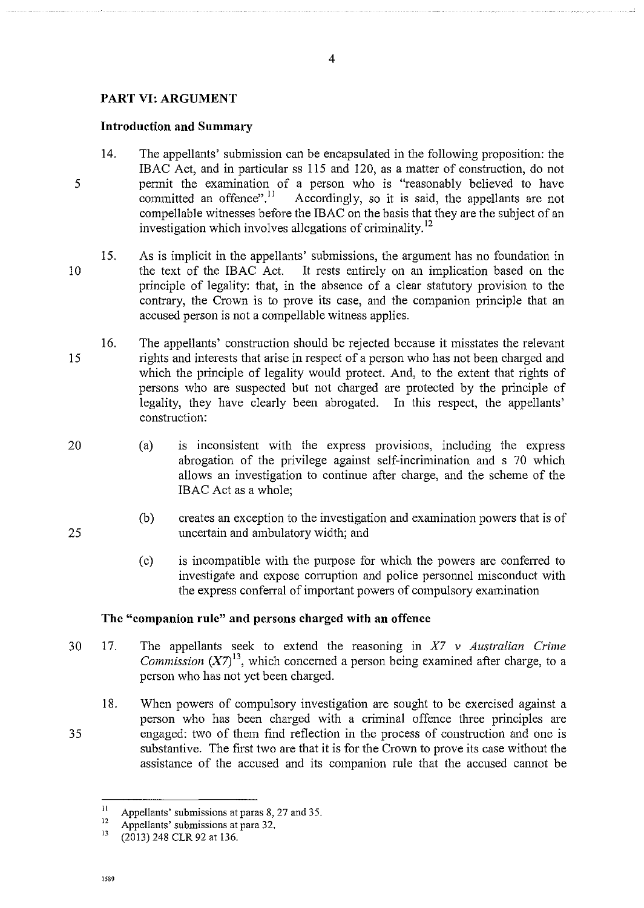## PART VI: ARGUMENT

### Introduction and Summary

14. The appellants' submission can be encapsulated in the following proposition: the IBAC Act, and in particular ss 115 and 120, as a matter of construction, do not permit the examination of a person who is "reasonably believed to have committed an offence".[11] Accordingly, so it is said, the appellants are not compellable witnesses before the IBAC on the basis that they are the subject of an investigation which involves allegations of criminality.[12]

15. As is implicit in the appellants' submissions, the argument has no foundation in the text of the IBAC Act. It rests entirely on an implication based on the principle of legality: that, in the absence of a clear statutory provision to the contrary, the Crown is to prove its case, and the companion principle that an accused person is not a compellable witness applies.

16. The appellants' construction should be rejected because it misstates the relevant rights and interests that arise in respect of a person who has not been charged and which the principle of legality would protect. And, to the extent that rights of persons who are suspected but not charged are protected by the principle of legality, they have clearly been abrogated. In this respect, the appellants' construction:

    (a) is inconsistent with the express provisions, including the express abrogation of the privilege against self-incrimination and s 70 which allows an investigation to continue after charge, and the scheme of the IBAC Act as a whole;

    (b) creates an exception to the investigation and examination powers that is of uncertain and ambulatory width; and

    (c) is incompatible with the purpose for which the powers are conferred to investigate and expose corruption and police personnel misconduct with the express conferral of important powers of compulsory examination

### The "companion rule" and persons charged with an offence

17. The appellants seek to extend the reasoning in *X7 v Australian Crime Commission* (*X7*)[13], which concerned a person being examined after charge, to a person who has not yet been charged.

18. When powers of compulsory investigation are sought to be exercised against a person who has been charged with a criminal offence three principles are engaged: two of them find reflection in the process of construction and one is substantive. The first two are that it is for the Crown to prove its case without the assistance of the accused and its companion rule that the accused cannot be

---

[11] Appellants' submissions at paras 8, 27 and 35.

[12] Appellants' submissions at para 32.

[13] (2013) 248 CLR 92 at 136.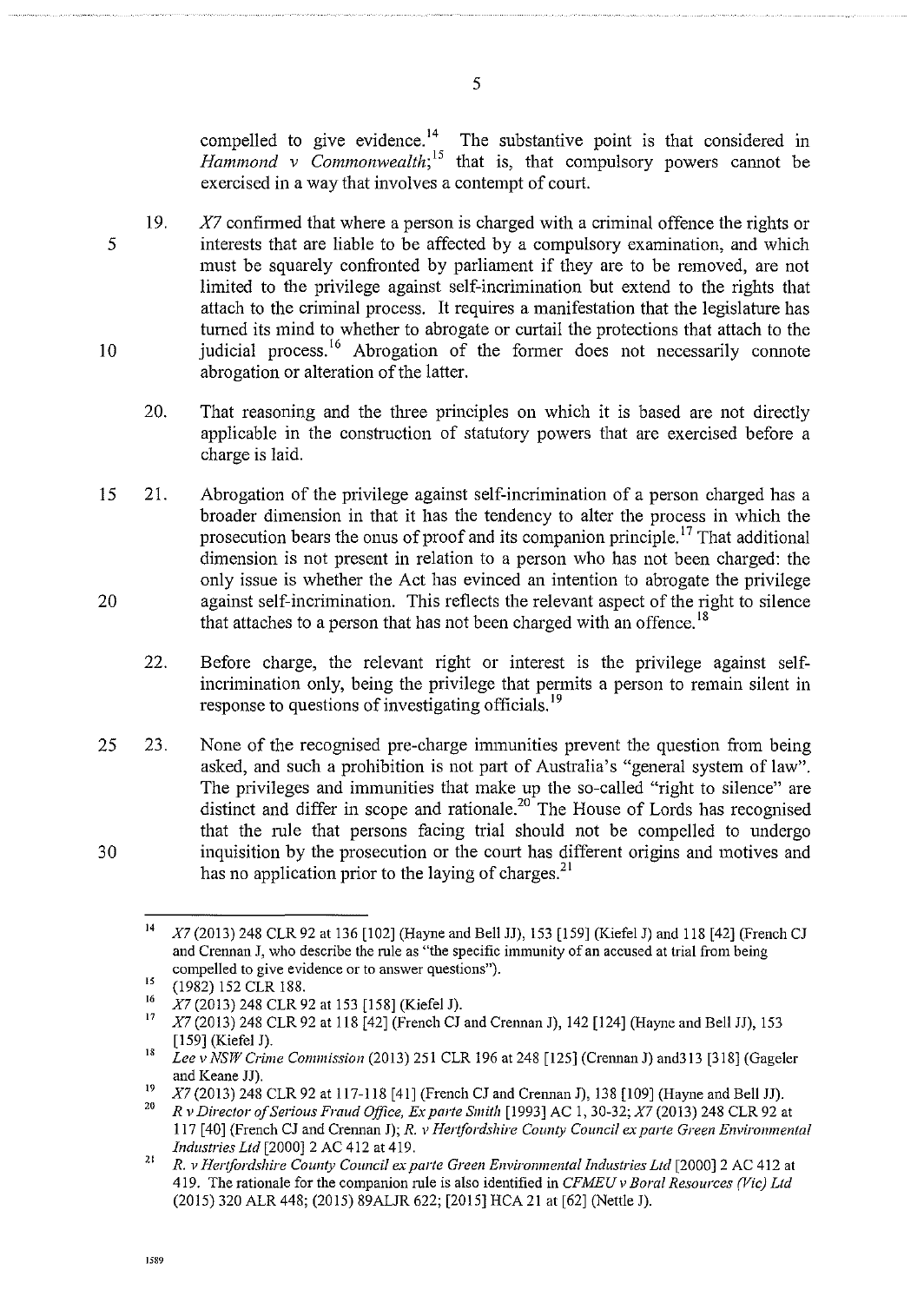compelled to give evidence.[14] The substantive point is that considered in *Hammond v Commonwealth*;[15] that is, that compulsory powers cannot be exercised in a way that involves a contempt of court.

19. *X7* confirmed that where a person is charged with a criminal offence the rights or interests that are liable to be affected by a compulsory examination, and which must be squarely confronted by parliament if they are to be removed, are not limited to the privilege against self-incrimination but extend to the rights that attach to the criminal process. It requires a manifestation that the legislature has turned its mind to whether to abrogate or curtail the protections that attach to the judicial process.[16] Abrogation of the former does not necessarily connote abrogation or alteration of the latter.

20. That reasoning and the three principles on which it is based are not directly applicable in the construction of statutory powers that are exercised before a charge is laid.

21. Abrogation of the privilege against self-incrimination of a person charged has a broader dimension in that it has the tendency to alter the process in which the prosecution bears the onus of proof and its companion principle.[17] That additional dimension is not present in relation to a person who has not been charged: the only issue is whether the Act has evinced an intention to abrogate the privilege against self-incrimination. This reflects the relevant aspect of the right to silence that attaches to a person that has not been charged with an offence.[18]

22. Before charge, the relevant right or interest is the privilege against self-incrimination only, being the privilege that permits a person to remain silent in response to questions of investigating officials.[19]

23. None of the recognised pre-charge immunities prevent the question from being asked, and such a prohibition is not part of Australia's "general system of law". The privileges and immunities that make up the so-called "right to silence" are distinct and differ in scope and rationale.[20] The House of Lords has recognised that the rule that persons facing trial should not be compelled to undergo inquisition by the prosecution or the court has different origins and motives and has no application prior to the laying of charges.[21]

---

[14] *X7* (2013) 248 CLR 92 at 136 [102] (Hayne and Bell JJ), 153 [159] (Kiefel J) and 118 [42] (French CJ and Crennan J, who describe the rule as "the specific immunity of an accused at trial from being compelled to give evidence or to answer questions").

[15] (1982) 152 CLR 188.

[16] *X7* (2013) 248 CLR 92 at 153 [158] (Kiefel J).

[17] *X7* (2013) 248 CLR 92 at 118 [42] (French CJ and Crennan J), 142 [124] (Hayne and Bell JJ), 153 [159] (Kiefel J).

[18] *Lee v NSW Crime Commission* (2013) 251 CLR 196 at 248 [125] (Crennan J) and313 [318] (Gageler and Keane JJ).

[19] *X7* (2013) 248 CLR 92 at 117-118 [41] (French CJ and Crennan J), 138 [109] (Hayne and Bell JJ).

[20] *R v Director of Serious Fraud Office, Ex parte Smith* [1993] AC 1, 30-32; *X7* (2013) 248 CLR 92 at 117 [40] (French CJ and Crennan J); *R. v Hertfordshire County Council ex parte Green Environmental Industries Ltd* [2000] 2 AC 412 at 419.

[21] *R. v Hertfordshire County Council ex parte Green Environmental Industries Ltd* [2000] 2 AC 412 at 419. The rationale for the companion rule is also identified in *CFMEU v Boral Resources (Vic) Ltd* (2015) 320 ALR 448; (2015) 89ALJR 622; [2015] HCA 21 at [62] (Nettle J).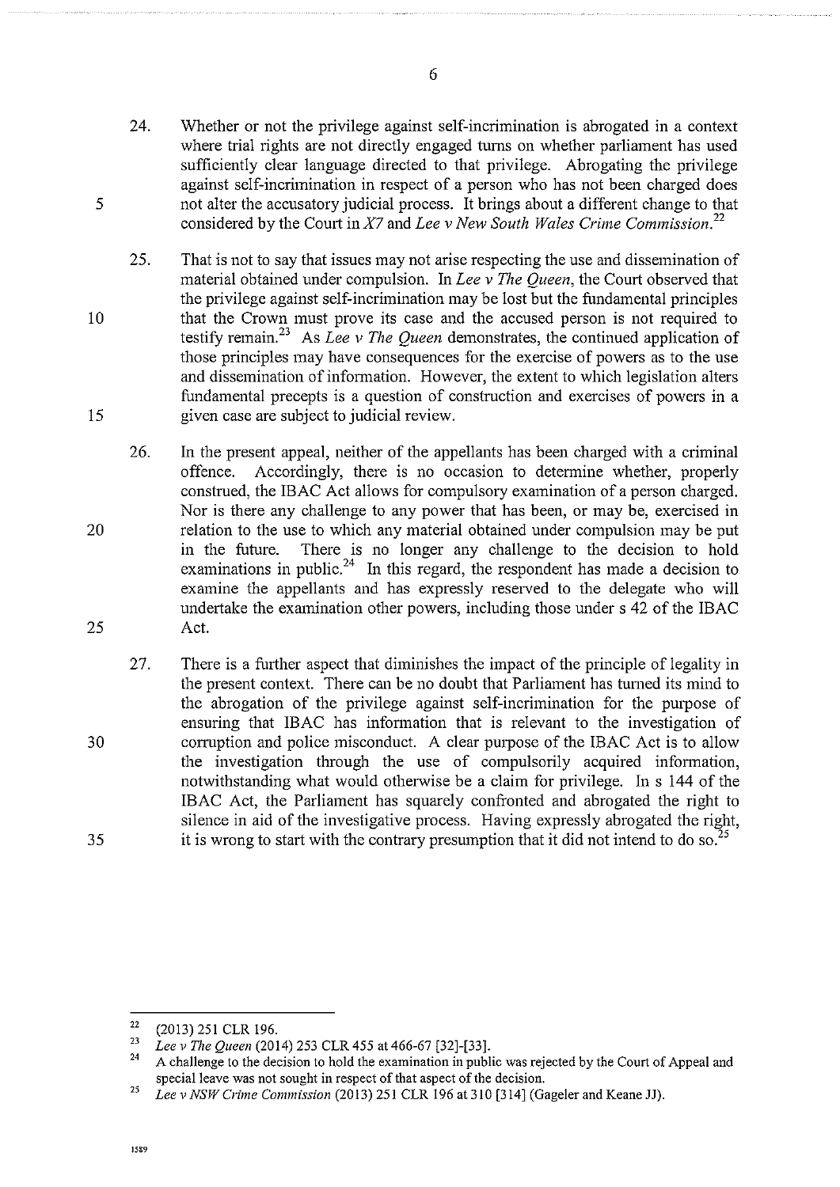24. Whether or not the privilege against self-incrimination is abrogated in a context where trial rights are not directly engaged turns on whether parliament has used sufficiently clear language directed to that privilege. Abrogating the privilege against self-incrimination in respect of a person who has not been charged does not alter the accusatory judicial process. It brings about a different change to that considered by the Court in *X7* and *Lee v New South Wales Crime Commission*.[22]

25. That is not to say that issues may not arise respecting the use and dissemination of material obtained under compulsion. In *Lee v The Queen*, the Court observed that the privilege against self-incrimination may be lost but the fundamental principles that the Crown must prove its case and the accused person is not required to testify remain.[23] As *Lee v The Queen* demonstrates, the continued application of those principles may have consequences for the exercise of powers as to the use and dissemination of information. However, the extent to which legislation alters fundamental precepts is a question of construction and exercises of powers in a given case are subject to judicial review.

26. In the present appeal, neither of the appellants has been charged with a criminal offence. Accordingly, there is no occasion to determine whether, properly construed, the IBAC Act allows for compulsory examination of a person charged. Nor is there any challenge to any power that has been, or may be, exercised in relation to the use to which any material obtained under compulsion may be put in the future. There is no longer any challenge to the decision to hold examinations in public.[24] In this regard, the respondent has made a decision to examine the appellants and has expressly reserved to the delegate who will undertake the examination other powers, including those under s 42 of the IBAC Act.

27. There is a further aspect that diminishes the impact of the principle of legality in the present context. There can be no doubt that Parliament has turned its mind to the abrogation of the privilege against self-incrimination for the purpose of ensuring that IBAC has information that is relevant to the investigation of corruption and police misconduct. A clear purpose of the IBAC Act is to allow the investigation through the use of compulsorily acquired information, notwithstanding what would otherwise be a claim for privilege. In s 144 of the IBAC Act, the Parliament has squarely confronted and abrogated the right to silence in aid of the investigative process. Having expressly abrogated the right, it is wrong to start with the contrary presumption that it did not intend to do so.[25]

---

[22] (2013) 251 CLR 196.

[23] *Lee v The Queen* (2014) 253 CLR 455 at 466-67 [32]-[33].

[24] A challenge to the decision to hold the examination in public was rejected by the Court of Appeal and special leave was not sought in respect of that aspect of the decision.

[25] *Lee v NSW Crime Commission* (2013) 251 CLR 196 at 310 [314] (Gageler and Keane JJ).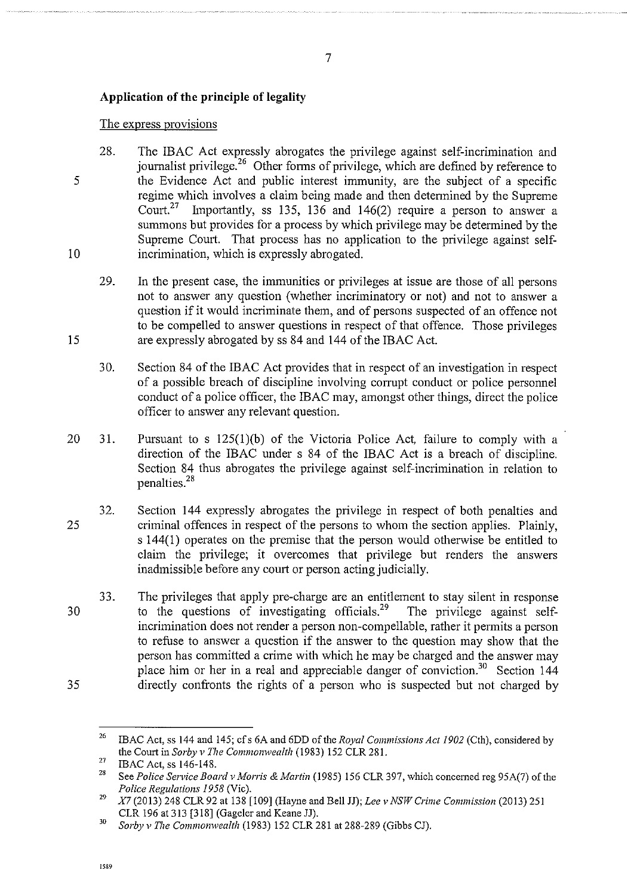## Application of the principle of legality

The express provisions

28. The IBAC Act expressly abrogates the privilege against self-incrimination and journalist privilege.[26] Other forms of privilege, which are defined by reference to the Evidence Act and public interest immunity, are the subject of a specific regime which involves a claim being made and then determined by the Supreme Court.[27] Importantly, ss 135, 136 and 146(2) require a person to answer a summons but provides for a process by which privilege may be determined by the Supreme Court. That process has no application to the privilege against self-incrimination, which is expressly abrogated.

29. In the present case, the immunities or privileges at issue are those of all persons not to answer any question (whether incriminatory or not) and not to answer a question if it would incriminate them, and of persons suspected of an offence not to be compelled to answer questions in respect of that offence. Those privileges are expressly abrogated by ss 84 and 144 of the IBAC Act.

30. Section 84 of the IBAC Act provides that in respect of an investigation in respect of a possible breach of discipline involving corrupt conduct or police personnel conduct of a police officer, the IBAC may, amongst other things, direct the police officer to answer any relevant question.

31. Pursuant to s 125(1)(b) of the Victoria Police Act, failure to comply with a direction of the IBAC under s 84 of the IBAC Act is a breach of discipline. Section 84 thus abrogates the privilege against self-incrimination in relation to penalties.[28]

32. Section 144 expressly abrogates the privilege in respect of both penalties and criminal offences in respect of the persons to whom the section applies. Plainly, s 144(1) operates on the premise that the person would otherwise be entitled to claim the privilege; it overcomes that privilege but renders the answers inadmissible before any court or person acting judicially.

33. The privileges that apply pre-charge are an entitlement to stay silent in response to the questions of investigating officials.[29] The privilege against self-incrimination does not render a person non-compellable, rather it permits a person to refuse to answer a question if the answer to the question may show that the person has committed a crime with which he may be charged and the answer may place him or her in a real and appreciable danger of conviction.[30] Section 144 directly confronts the rights of a person who is suspected but not charged by

---

[26] IBAC Act, ss 144 and 145; cf s 6A and 6DD of the *Royal Commissions Act 1902* (Cth), considered by the Court in *Sorby v The Commonwealth* (1983) 152 CLR 281.

[27] IBAC Act, ss 146-148.

[28] See *Police Service Board v Morris & Martin* (1985) 156 CLR 397, which concerned reg 95A(7) of the *Police Regulations 1958* (Vic).

[29] *X7* (2013) 248 CLR 92 at 138 [109] (Hayne and Bell JJ); *Lee v NSW Crime Commission* (2013) 251 CLR 196 at 313 [318] (Gageler and Keane JJ).

[30] *Sorby v The Commonwealth* (1983) 152 CLR 281 at 288-289 (Gibbs CJ).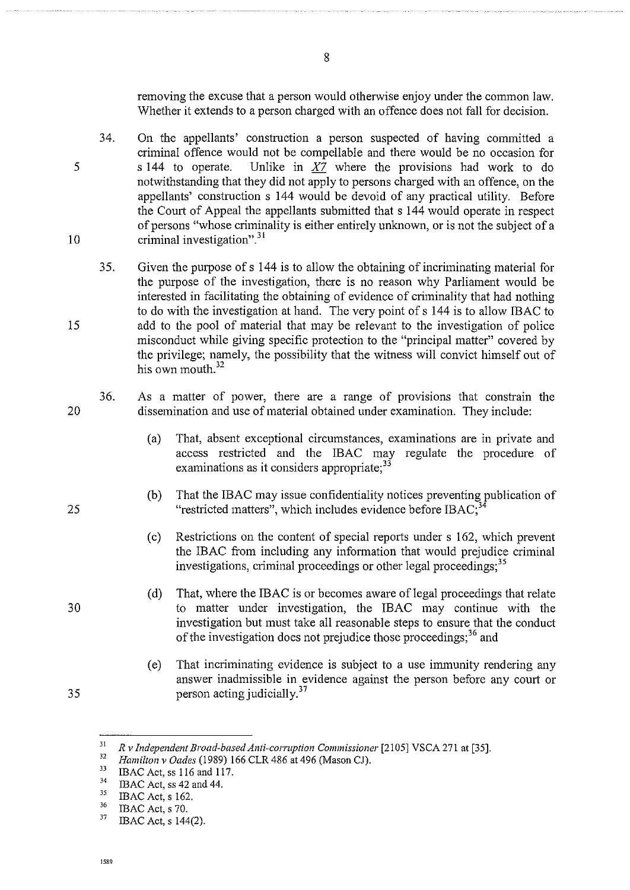removing the excuse that a person would otherwise enjoy under the common law. Whether it extends to a person charged with an offence does not fall for decision.

34. On the appellants' construction a person suspected of having committed a criminal offence would not be compellable and there would be no occasion for s 144 to operate. Unlike in *X7* where the provisions had work to do notwithstanding that they did not apply to persons charged with an offence, on the appellants' construction s 144 would be devoid of any practical utility. Before the Court of Appeal the appellants submitted that s 144 would operate in respect of persons "whose criminality is either entirely unknown, or is not the subject of a criminal investigation".[31]

35. Given the purpose of s 144 is to allow the obtaining of incriminating material for the purpose of the investigation, there is no reason why Parliament would be interested in facilitating the obtaining of evidence of criminality that had nothing to do with the investigation at hand. The very point of s 144 is to allow IBAC to add to the pool of material that may be relevant to the investigation of police misconduct while giving specific protection to the "principal matter" covered by the privilege; namely, the possibility that the witness will convict himself out of his own mouth.[32]

36. As a matter of power, there are a range of provisions that constrain the dissemination and use of material obtained under examination. They include:

    (a) That, absent exceptional circumstances, examinations are in private and access restricted and the IBAC may regulate the procedure of examinations as it considers appropriate;[33]

    (b) That the IBAC may issue confidentiality notices preventing publication of "restricted matters", which includes evidence before IBAC;[34]

    (c) Restrictions on the content of special reports under s 162, which prevent the IBAC from including any information that would prejudice criminal investigations, criminal proceedings or other legal proceedings;[35]

    (d) That, where the IBAC is or becomes aware of legal proceedings that relate to matter under investigation, the IBAC may continue with the investigation but must take all reasonable steps to ensure that the conduct of the investigation does not prejudice those proceedings;[36] and

    (e) That incriminating evidence is subject to a use immunity rendering any answer inadmissible in evidence against the person before any court or person acting judicially.[37]

---

[31] *R v Independent Broad-based Anti-corruption Commissioner* [2105] VSCA 271 at [35].

[32] *Hamilton v Oades* (1989) 166 CLR 486 at 496 (Mason CJ).

[33] IBAC Act, ss 116 and 117.

[34] IBAC Act, ss 42 and 44.

[35] IBAC Act, s 162.

[36] IBAC Act, s 70.

[37] IBAC Act, s 144(2).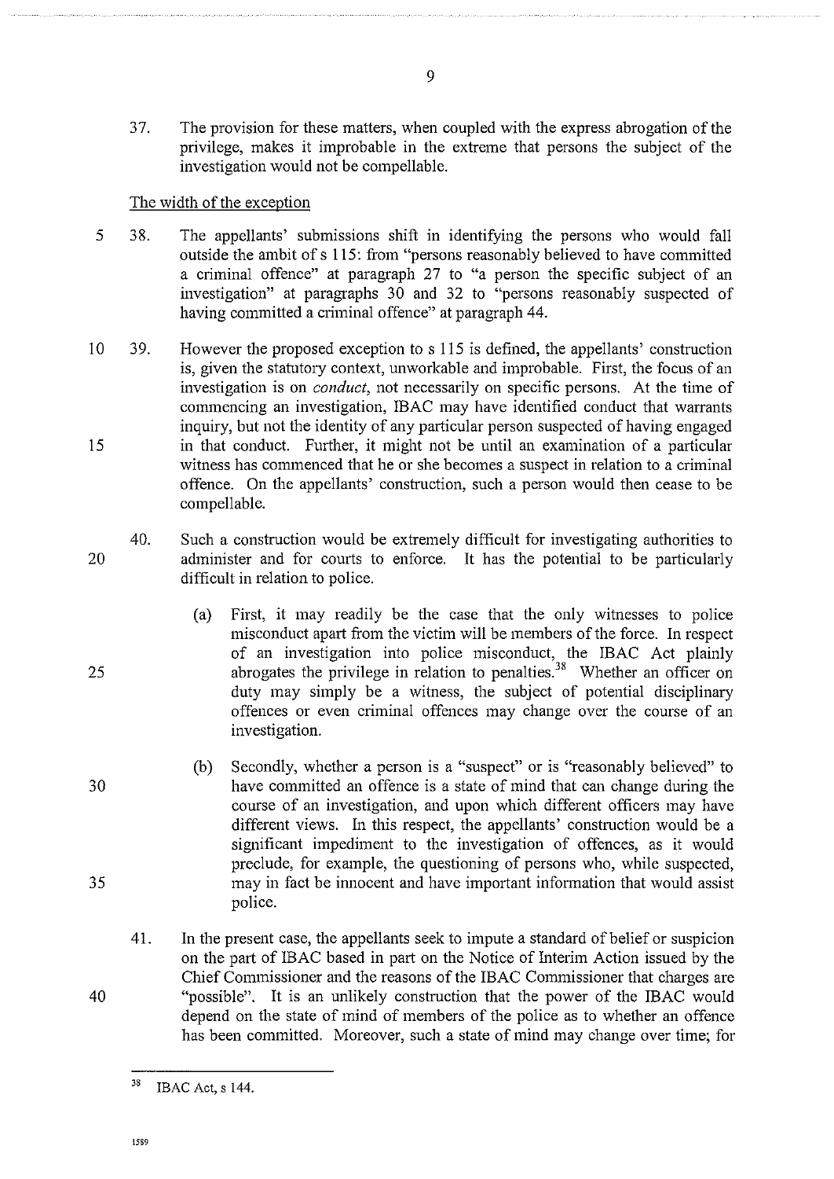37. The provision for these matters, when coupled with the express abrogation of the privilege, makes it improbable in the extreme that persons the subject of the investigation would not be compellable.

<u>The width of the exception</u>

38. The appellants' submissions shift in identifying the persons who would fall outside the ambit of s 115: from "persons reasonably believed to have committed a criminal offence" at paragraph 27 to "a person the specific subject of an investigation" at paragraphs 30 and 32 to "persons reasonably suspected of having committed a criminal offence" at paragraph 44.

39. However the proposed exception to s 115 is defined, the appellants' construction is, given the statutory context, unworkable and improbable. First, the focus of an investigation is on *conduct*, not necessarily on specific persons. At the time of commencing an investigation, IBAC may have identified conduct that warrants inquiry, but not the identity of any particular person suspected of having engaged in that conduct. Further, it might not be until an examination of a particular witness has commenced that he or she becomes a suspect in relation to a criminal offence. On the appellants' construction, such a person would then cease to be compellable.

40. Such a construction would be extremely difficult for investigating authorities to administer and for courts to enforce. It has the potential to be particularly difficult in relation to police.

    (a) First, it may readily be the case that the only witnesses to police misconduct apart from the victim will be members of the force. In respect of an investigation into police misconduct, the IBAC Act plainly abrogates the privilege in relation to penalties.[38] Whether an officer on duty may simply be a witness, the subject of potential disciplinary offences or even criminal offences may change over the course of an investigation.

    (b) Secondly, whether a person is a "suspect" or is "reasonably believed" to have committed an offence is a state of mind that can change during the course of an investigation, and upon which different officers may have different views. In this respect, the appellants' construction would be a significant impediment to the investigation of offences, as it would preclude, for example, the questioning of persons who, while suspected, may in fact be innocent and have important information that would assist police.

41. In the present case, the appellants seek to impute a standard of belief or suspicion on the part of IBAC based in part on the Notice of Interim Action issued by the Chief Commissioner and the reasons of the IBAC Commissioner that charges are "possible". It is an unlikely construction that the power of the IBAC would depend on the state of mind of members of the police as to whether an offence has been committed. Moreover, such a state of mind may change over time; for

---

[38] IBAC Act, s 144.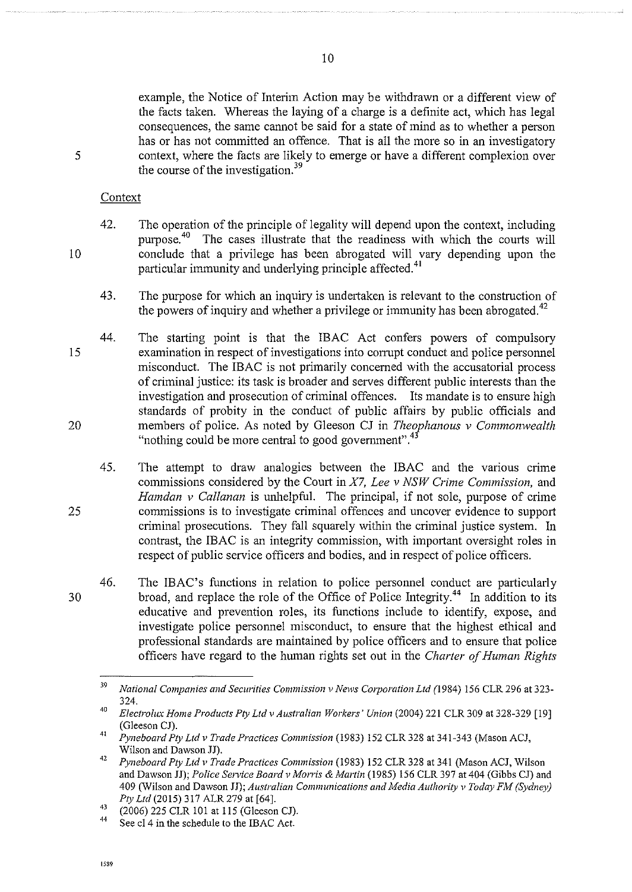example, the Notice of Interim Action may be withdrawn or a different view of the facts taken. Whereas the laying of a charge is a definite act, which has legal consequences, the same cannot be said for a state of mind as to whether a person has or has not committed an offence. That is all the more so in an investigatory context, where the facts are likely to emerge or have a different complexion over the course of the investigation.[39]

Context

42. The operation of the principle of legality will depend upon the context, including purpose.[40] The cases illustrate that the readiness with which the courts will conclude that a privilege has been abrogated will vary depending upon the particular immunity and underlying principle affected.[41]

43. The purpose for which an inquiry is undertaken is relevant to the construction of the powers of inquiry and whether a privilege or immunity has been abrogated.[42]

44. The starting point is that the IBAC Act confers powers of compulsory examination in respect of investigations into corrupt conduct and police personnel misconduct. The IBAC is not primarily concerned with the accusatorial process of criminal justice: its task is broader and serves different public interests than the investigation and prosecution of criminal offences. Its mandate is to ensure high standards of probity in the conduct of public affairs by public officials and members of police. As noted by Gleeson CJ in *Theophanous v Commonwealth* "nothing could be more central to good government".[43]

45. The attempt to draw analogies between the IBAC and the various crime commissions considered by the Court in *X7, Lee v NSW Crime Commission,* and *Hamdan v Callanan* is unhelpful. The principal, if not sole, purpose of crime commissions is to investigate criminal offences and uncover evidence to support criminal prosecutions. They fall squarely within the criminal justice system. In contrast, the IBAC is an integrity commission, with important oversight roles in respect of public service officers and bodies, and in respect of police officers.

46. The IBAC's functions in relation to police personnel conduct are particularly broad, and replace the role of the Office of Police Integrity.[44] In addition to its educative and prevention roles, its functions include to identify, expose, and investigate police personnel misconduct, to ensure that the highest ethical and professional standards are maintained by police officers and to ensure that police officers have regard to the human rights set out in the *Charter of Human Rights*

---

[39] *National Companies and Securities Commission v News Corporation Ltd (*1984) 156 CLR 296 at 323-324.

[40] *Electrolux Home Products Pty Ltd v Australian Workers' Union* (2004) 221 CLR 309 at 328-329 [19] (Gleeson CJ).

[41] *Pyneboard Pty Ltd v Trade Practices Commission* (1983) 152 CLR 328 at 341-343 (Mason ACJ, Wilson and Dawson JJ).

[42] *Pyneboard Pty Ltd v Trade Practices Commission* (1983) 152 CLR 328 at 341 (Mason ACJ, Wilson and Dawson JJ); *Police Service Board v Morris & Martin* (1985) 156 CLR 397 at 404 (Gibbs CJ) and 409 (Wilson and Dawson JJ); *Australian Communications and Media Authority v Today FM (Sydney) Pty Ltd* (2015) 317 ALR 279 at [64].

[43] (2006) 225 CLR 101 at 115 (Gleeson CJ).

[44] See cl 4 in the schedule to the IBAC Act.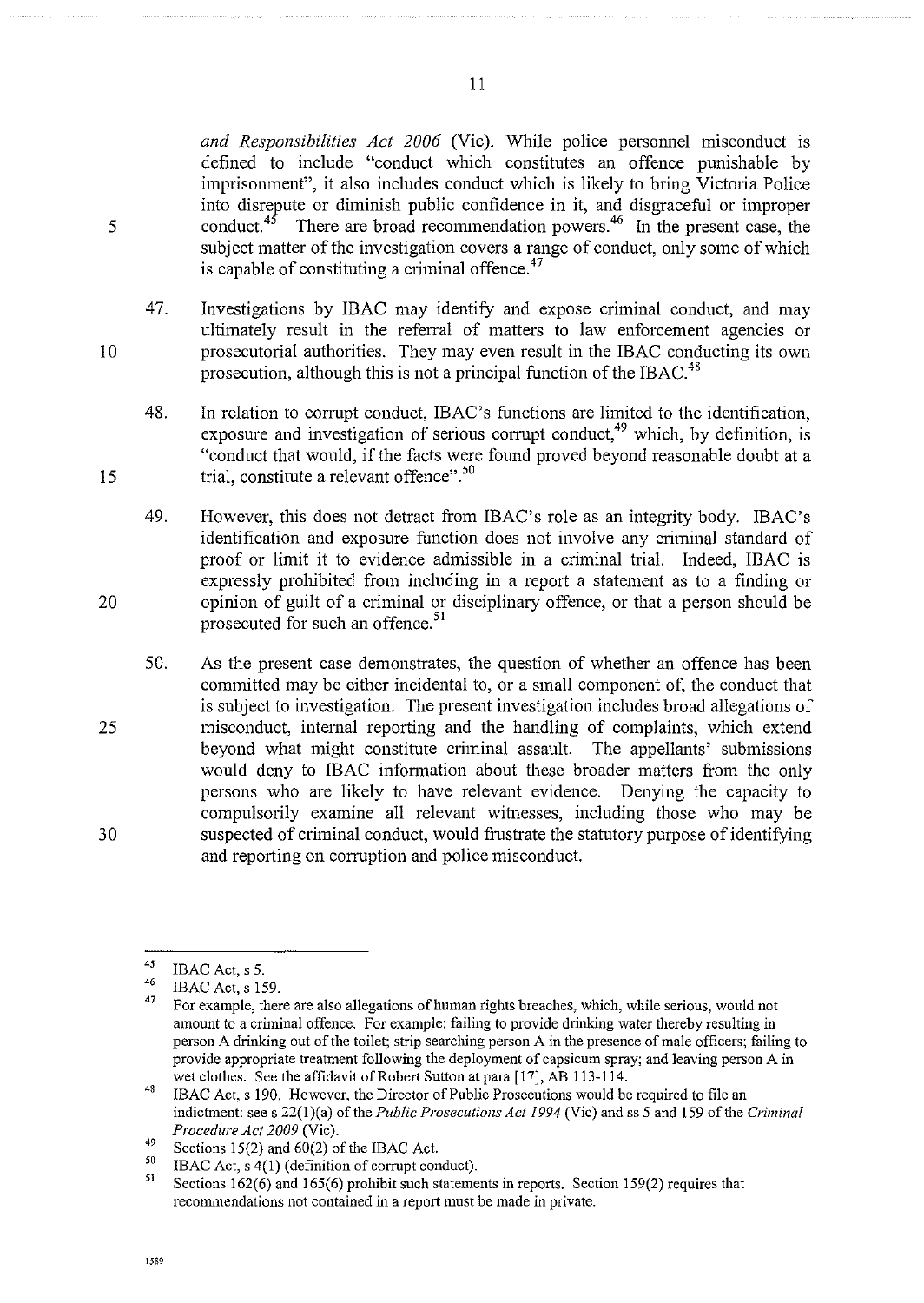*and Responsibilities Act 2006* (Vic). While police personnel misconduct is defined to include "conduct which constitutes an offence punishable by imprisonment", it also includes conduct which is likely to bring Victoria Police into disrepute or diminish public confidence in it, and disgraceful or improper conduct.[45] There are broad recommendation powers.[46] In the present case, the subject matter of the investigation covers a range of conduct, only some of which is capable of constituting a criminal offence.[47]

47. Investigations by IBAC may identify and expose criminal conduct, and may ultimately result in the referral of matters to law enforcement agencies or prosecutorial authorities. They may even result in the IBAC conducting its own prosecution, although this is not a principal function of the IBAC.[48]

48. In relation to corrupt conduct, IBAC's functions are limited to the identification, exposure and investigation of serious corrupt conduct,[49] which, by definition, is "conduct that would, if the facts were found proved beyond reasonable doubt at a trial, constitute a relevant offence".[50]

49. However, this does not detract from IBAC's role as an integrity body. IBAC's identification and exposure function does not involve any criminal standard of proof or limit it to evidence admissible in a criminal trial. Indeed, IBAC is expressly prohibited from including in a report a statement as to a finding or opinion of guilt of a criminal or disciplinary offence, or that a person should be prosecuted for such an offence.[51]

50. As the present case demonstrates, the question of whether an offence has been committed may be either incidental to, or a small component of, the conduct that is subject to investigation. The present investigation includes broad allegations of misconduct, internal reporting and the handling of complaints, which extend beyond what might constitute criminal assault. The appellants' submissions would deny to IBAC information about these broader matters from the only persons who are likely to have relevant evidence. Denying the capacity to compulsorily examine all relevant witnesses, including those who may be suspected of criminal conduct, would frustrate the statutory purpose of identifying and reporting on corruption and police misconduct.

---

[45] IBAC Act, s 5.

[46] IBAC Act, s 159.

[47] For example, there are also allegations of human rights breaches, which, while serious, would not amount to a criminal offence. For example: failing to provide drinking water thereby resulting in person A drinking out of the toilet; strip searching person A in the presence of male officers; failing to provide appropriate treatment following the deployment of capsicum spray; and leaving person A in wet clothes. See the affidavit of Robert Sutton at para [17], AB 113-114.

[48] IBAC Act, s 190. However, the Director of Public Prosecutions would be required to file an indictment: see s 22(1)(a) of the *Public Prosecutions Act 1994* (Vic) and ss 5 and 159 of the *Criminal Procedure Act 2009* (Vic).

[49] Sections 15(2) and 60(2) of the IBAC Act.

[50] IBAC Act, s 4(1) (definition of corrupt conduct).

[51] Sections 162(6) and 165(6) prohibit such statements in reports. Section 159(2) requires that recommendations not contained in a report must be made in private.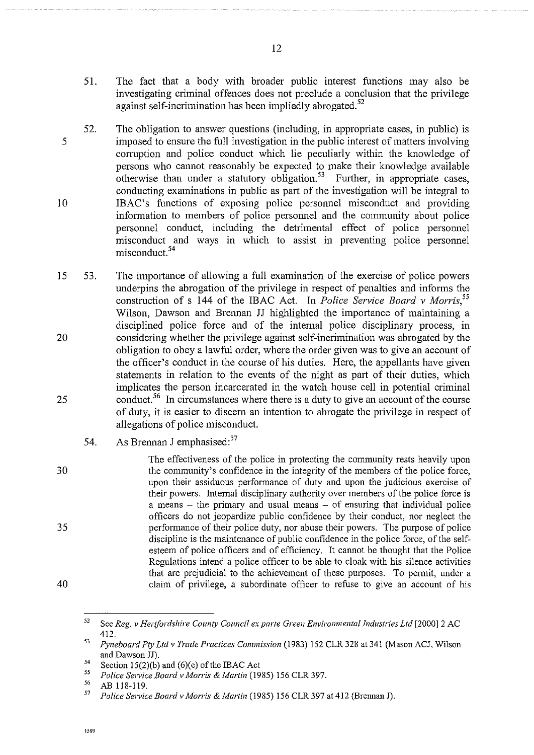51. The fact that a body with broader public interest functions may also be investigating criminal offences does not preclude a conclusion that the privilege against self-incrimination has been impliedly abrogated.[52]

52. The obligation to answer questions (including, in appropriate cases, in public) is imposed to ensure the full investigation in the public interest of matters involving corruption and police conduct which lie peculiarly within the knowledge of persons who cannot reasonably be expected to make their knowledge available otherwise than under a statutory obligation.[53] Further, in appropriate cases, conducting examinations in public as part of the investigation will be integral to IBAC's functions of exposing police personnel misconduct and providing information to members of police personnel and the community about police personnel conduct, including the detrimental effect of police personnel misconduct and ways in which to assist in preventing police personnel misconduct.[54]

53. The importance of allowing a full examination of the exercise of police powers underpins the abrogation of the privilege in respect of penalties and informs the construction of s 144 of the IBAC Act. In *Police Service Board v Morris*,[55] Wilson, Dawson and Brennan JJ highlighted the importance of maintaining a disciplined police force and of the internal police disciplinary process, in considering whether the privilege against self-incrimination was abrogated by the obligation to obey a lawful order, where the order given was to give an account of the officer's conduct in the course of his duties. Here, the appellants have given statements in relation to the events of the night as part of their duties, which implicates the person incarcerated in the watch house cell in potential criminal conduct.[56] In circumstances where there is a duty to give an account of the course of duty, it is easier to discern an intention to abrogate the privilege in respect of allegations of police misconduct.

54. As Brennan J emphasised:[57]

> The effectiveness of the police in protecting the community rests heavily upon the community's confidence in the integrity of the members of the police force, upon their assiduous performance of duty and upon the judicious exercise of their powers. Internal disciplinary authority over members of the police force is a means – the primary and usual means – of ensuring that individual police officers do not jeopardize public confidence by their conduct, nor neglect the performance of their police duty, nor abuse their powers. The purpose of police discipline is the maintenance of public confidence in the police force, of the self-esteem of police officers and of efficiency. It cannot be thought that the Police Regulations intend a police officer to be able to cloak with his silence activities that are prejudicial to the achievement of these purposes. To permit, under a claim of privilege, a subordinate officer to refuse to give an account of his

---

[52] See *Reg. v Hertfordshire County Council ex parte Green Environmental Industries Ltd* [2000] 2 AC 412.

[53] *Pyneboard Pty Ltd v Trade Practices Commission* (1983) 152 CLR 328 at 341 (Mason ACJ, Wilson and Dawson JJ).

[54] Section 15(2)(b) and (6)(e) of the IBAC Act

[55] *Police Service Board v Morris & Martin* (1985) 156 CLR 397.

[56] AB 118-119.

[57] *Police Service Board v Morris & Martin* (1985) 156 CLR 397 at 412 (Brennan J).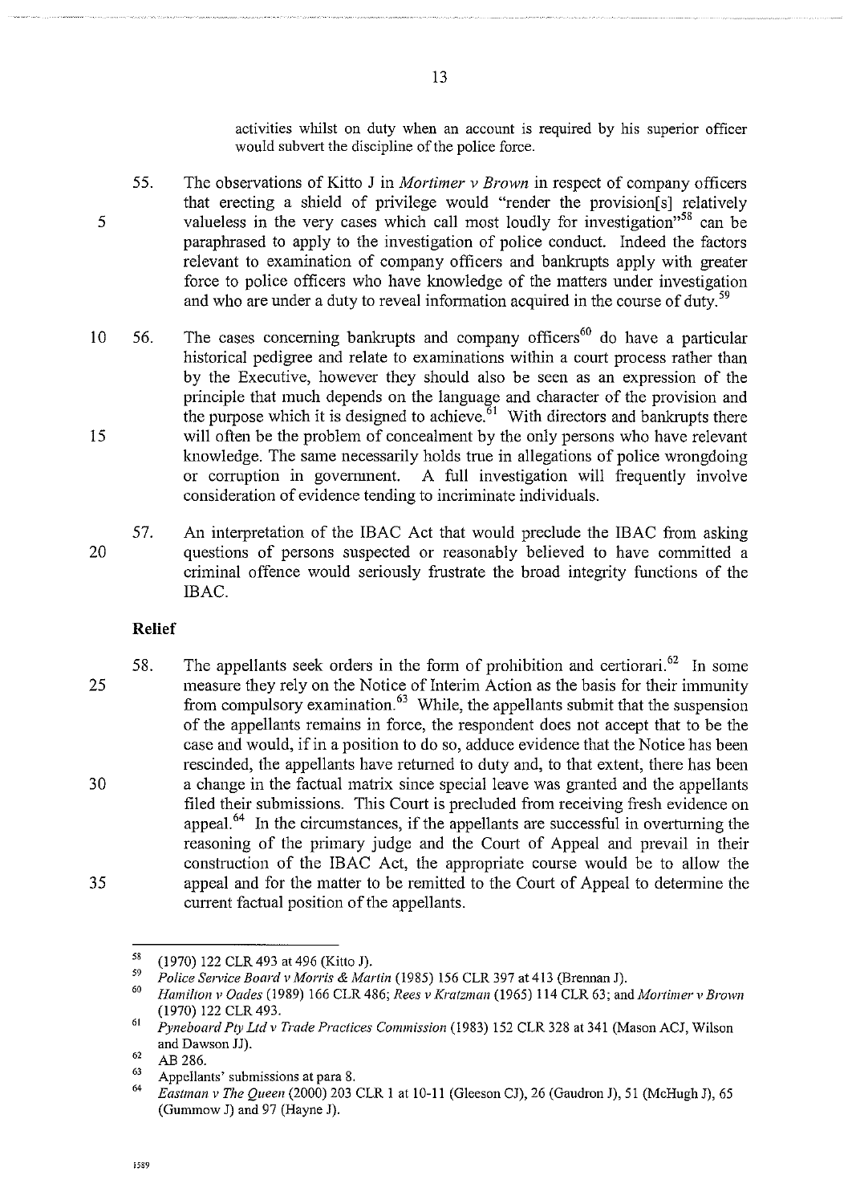activities whilst on duty when an account is required by his superior officer would subvert the discipline of the police force.

55. The observations of Kitto J in *Mortimer v Brown* in respect of company officers that erecting a shield of privilege would "render the provision[s] relatively valueless in the very cases which call most loudly for investigation"[58] can be paraphrased to apply to the investigation of police conduct. Indeed the factors relevant to examination of company officers and bankrupts apply with greater force to police officers who have knowledge of the matters under investigation and who are under a duty to reveal information acquired in the course of duty.[59]

56. The cases concerning bankrupts and company officers[60] do have a particular historical pedigree and relate to examinations within a court process rather than by the Executive, however they should also be seen as an expression of the principle that much depends on the language and character of the provision and the purpose which it is designed to achieve.[61] With directors and bankrupts there will often be the problem of concealment by the only persons who have relevant knowledge. The same necessarily holds true in allegations of police wrongdoing or corruption in government. A full investigation will frequently involve consideration of evidence tending to incriminate individuals.

57. An interpretation of the IBAC Act that would preclude the IBAC from asking questions of persons suspected or reasonably believed to have committed a criminal offence would seriously frustrate the broad integrity functions of the IBAC.

**Relief**

58. The appellants seek orders in the form of prohibition and certiorari.[62] In some measure they rely on the Notice of Interim Action as the basis for their immunity from compulsory examination.[63] While, the appellants submit that the suspension of the appellants remains in force, the respondent does not accept that to be the case and would, if in a position to do so, adduce evidence that the Notice has been rescinded, the appellants have returned to duty and, to that extent, there has been a change in the factual matrix since special leave was granted and the appellants filed their submissions. This Court is precluded from receiving fresh evidence on appeal.[64] In the circumstances, if the appellants are successful in overturning the reasoning of the primary judge and the Court of Appeal and prevail in their construction of the IBAC Act, the appropriate course would be to allow the appeal and for the matter to be remitted to the Court of Appeal to determine the current factual position of the appellants.

---

[58] (1970) 122 CLR 493 at 496 (Kitto J).

[59] *Police Service Board v Morris & Martin* (1985) 156 CLR 397 at 413 (Brennan J).

[60] *Hamilton v Oades* (1989) 166 CLR 486; *Rees v Kratzman* (1965) 114 CLR 63; and *Mortimer v Brown* (1970) 122 CLR 493.

[61] *Pyneboard Pty Ltd v Trade Practices Commission* (1983) 152 CLR 328 at 341 (Mason ACJ, Wilson and Dawson JJ).

[62] AB 286.

[63] Appellants' submissions at para 8.

[64] *Eastman v The Queen* (2000) 203 CLR 1 at 10-11 (Gleeson CJ), 26 (Gaudron J), 51 (McHugh J), 65 (Gummow J) and 97 (Hayne J).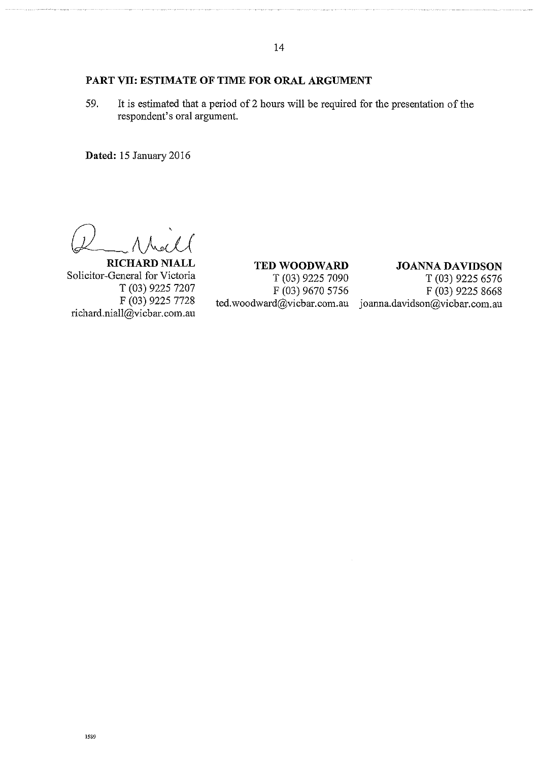## PART VII: ESTIMATE OF TIME FOR ORAL ARGUMENT

59. It is estimated that a period of 2 hours will be required for the presentation of the respondent's oral argument.

**Dated:** 15 January 2016

**RICHARD NIALL**
Solicitor-General for Victoria
T (03) 9225 7207
F (03) 9225 7728
richard.niall@vicbar.com.au

**TED WOODWARD**
T (03) 9225 7090
F (03) 9670 5756
ted.woodward@vicbar.com.au

**JOANNA DAVIDSON**
T (03) 9225 6576
F (03) 9225 8668
joanna.davidson@vicbar.com.au